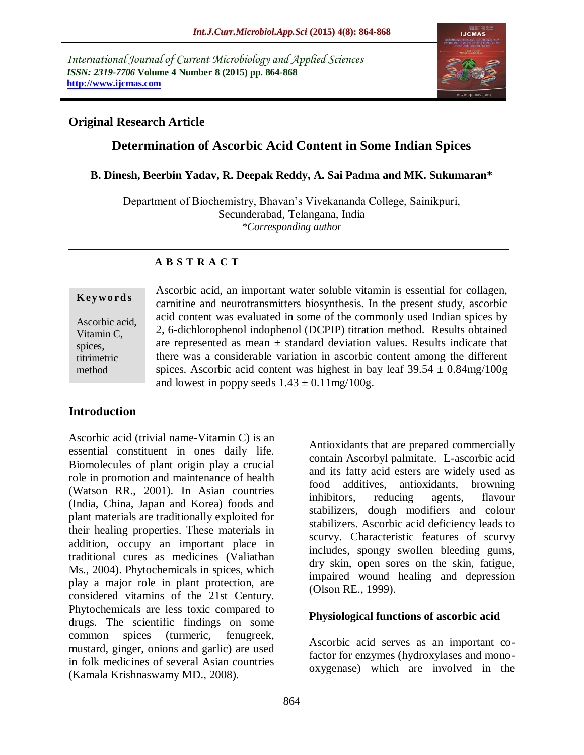International Journal of Current Microbiology and Applied Sciences
*ISSN: 2319-7706* **Volume 4 Number 8 (2015) pp. 864-868**
**http://www.ijcmas.com**

**Original Research Article**

# Determination of Ascorbic Acid Content in Some Indian Spices

**B. Dinesh, Beerbin Yadav, R. Deepak Reddy, A. Sai Padma and MK. Sukumaran***

Department of Biochemistry, Bhavan's Vivekananda College, Sainikpuri, Secunderabad, Telangana, India
*\*Corresponding author*

## A B S T R A C T

**Keywords**

Ascorbic acid, Vitamin C, spices, titrimetric method

Ascorbic acid, an important water soluble vitamin is essential for collagen, carnitine and neurotransmitters biosynthesis. In the present study, ascorbic acid content was evaluated in some of the commonly used Indian spices by 2, 6-dichlorophenol indophenol (DCPIP) titration method. Results obtained are represented as mean ± standard deviation values. Results indicate that there was a considerable variation in ascorbic content among the different spices. Ascorbic acid content was highest in bay leaf 39.54 ± 0.84mg/100g and lowest in poppy seeds 1.43 ± 0.11mg/100g.

## Introduction

Ascorbic acid (trivial name-Vitamin C) is an essential constituent in ones daily life. Biomolecules of plant origin play a crucial role in promotion and maintenance of health (Watson RR., 2001). In Asian countries (India, China, Japan and Korea) foods and plant materials are traditionally exploited for their healing properties. These materials in addition, occupy an important place in traditional cures as medicines (Valiathan Ms., 2004). Phytochemicals in spices, which play a major role in plant protection, are considered vitamins of the 21st Century. Phytochemicals are less toxic compared to drugs. The scientific findings on some common spices (turmeric, fenugreek, mustard, ginger, onions and garlic) are used in folk medicines of several Asian countries (Kamala Krishnaswamy MD., 2008).

Antioxidants that are prepared commercially contain Ascorbyl palmitate. L-ascorbic acid and its fatty acid esters are widely used as food additives, antioxidants, browning inhibitors, reducing agents, flavour stabilizers, dough modifiers and colour stabilizers. Ascorbic acid deficiency leads to scurvy. Characteristic features of scurvy includes, spongy swollen bleeding gums, dry skin, open sores on the skin, fatigue, impaired wound healing and depression (Olson RE., 1999).

### Physiological functions of ascorbic acid

Ascorbic acid serves as an important co-factor for enzymes (hydroxylases and mono-oxygenase) which are involved in the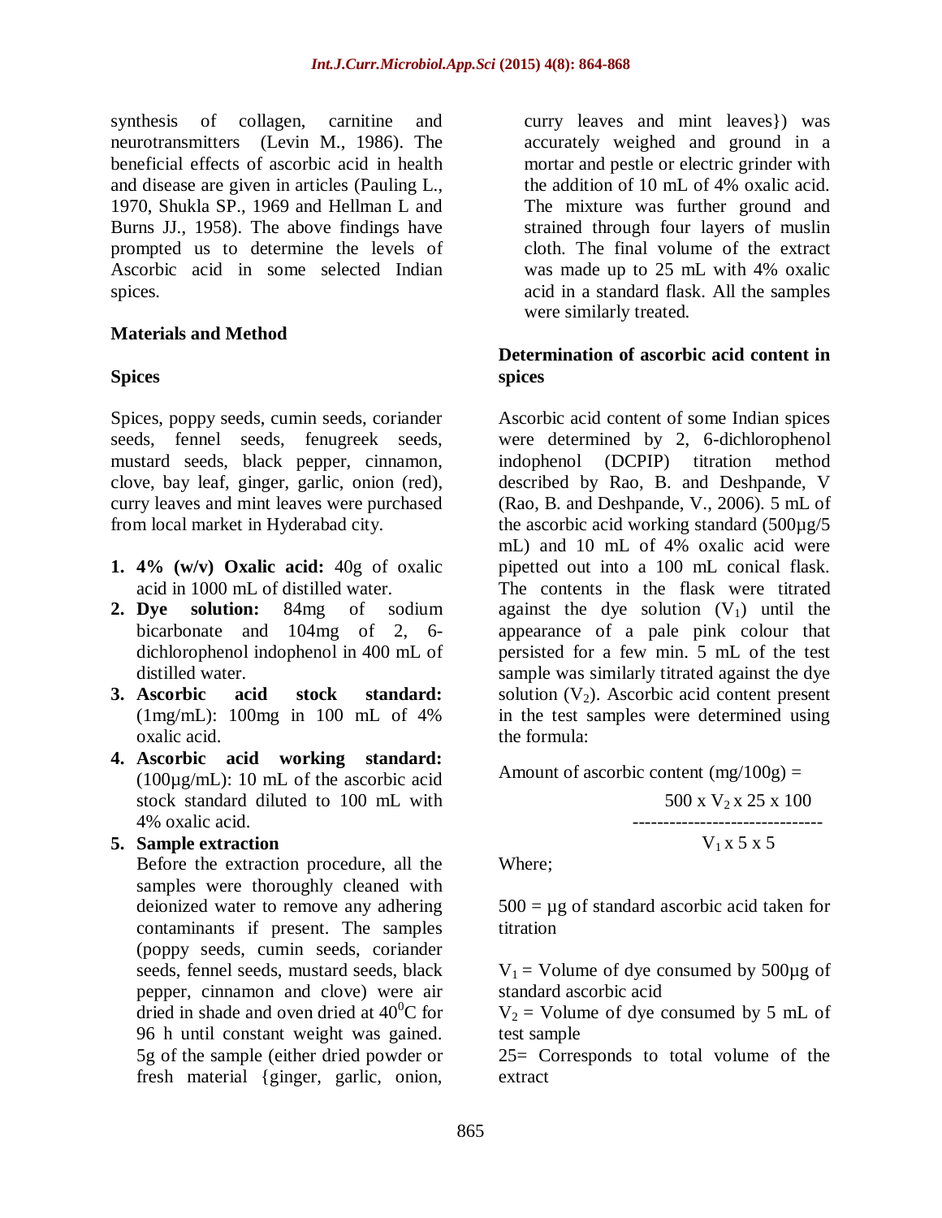synthesis of collagen, carnitine and neurotransmitters (Levin M., 1986). The beneficial effects of ascorbic acid in health and disease are given in articles (Pauling L., 1970, Shukla SP., 1969 and Hellman L and Burns JJ., 1958). The above findings have prompted us to determine the levels of Ascorbic acid in some selected Indian spices.

## Materials and Method

### Spices

Spices, poppy seeds, cumin seeds, coriander seeds, fennel seeds, fenugreek seeds, mustard seeds, black pepper, cinnamon, clove, bay leaf, ginger, garlic, onion (red), curry leaves and mint leaves were purchased from local market in Hyderabad city.

1. **4% (w/v) Oxalic acid:** 40g of oxalic acid in 1000 mL of distilled water.
2. **Dye solution:** 84mg of sodium bicarbonate and 104mg of 2, 6-dichlorophenol indophenol in 400 mL of distilled water.
3. **Ascorbic acid stock standard:** (1mg/mL): 100mg in 100 mL of 4% oxalic acid.
4. **Ascorbic acid working standard:** (100µg/mL): 10 mL of the ascorbic acid stock standard diluted to 100 mL with 4% oxalic acid.
5. **Sample extraction**
   Before the extraction procedure, all the samples were thoroughly cleaned with deionized water to remove any adhering contaminants if present. The samples (poppy seeds, cumin seeds, coriander seeds, fennel seeds, mustard seeds, black pepper, cinnamon and clove) were air dried in shade and oven dried at $40^0$C for 96 h until constant weight was gained. 5g of the sample (either dried powder or fresh material {ginger, garlic, onion, curry leaves and mint leaves}) was accurately weighed and ground in a mortar and pestle or electric grinder with the addition of 10 mL of 4% oxalic acid. The mixture was further ground and strained through four layers of muslin cloth. The final volume of the extract was made up to 25 mL with 4% oxalic acid in a standard flask. All the samples were similarly treated.

### Determination of ascorbic acid content in spices

Ascorbic acid content of some Indian spices were determined by 2, 6-dichlorophenol indophenol (DCPIP) titration method described by Rao, B. and Deshpande, V (Rao, B. and Deshpande, V., 2006). 5 mL of the ascorbic acid working standard (500µg/5 mL) and 10 mL of 4% oxalic acid were pipetted out into a 100 mL conical flask. The contents in the flask were titrated against the dye solution ($V_1$) until the appearance of a pale pink colour that persisted for a few min. 5 mL of the test sample was similarly titrated against the dye solution ($V_2$). Ascorbic acid content present in the test samples were determined using the formula:

$$\text{Amount of ascorbic content (mg/100g)} = \frac{500 \times V_2 \times 25 \times 100}{V_1 \times 5 \times 5}$$

Where;

500 = µg of standard ascorbic acid taken for titration

$V_1$ = Volume of dye consumed by 500µg of standard ascorbic acid

$V_2$ = Volume of dye consumed by 5 mL of test sample

25= Corresponds to total volume of the extract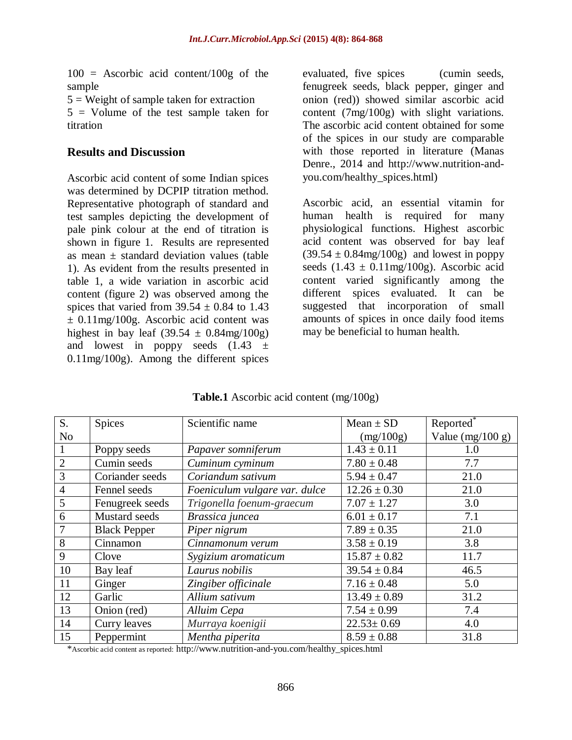100 = Ascorbic acid content/100g of the sample

5 = Weight of sample taken for extraction

5 = Volume of the test sample taken for titration

## Results and Discussion

Ascorbic acid content of some Indian spices was determined by DCPIP titration method. Representative photograph of standard and test samples depicting the development of pale pink colour at the end of titration is shown in figure 1. Results are represented as mean ± standard deviation values (table 1). As evident from the results presented in table 1, a wide variation in ascorbic acid content (figure 2) was observed among the spices that varied from 39.54 ± 0.84 to 1.43 ± 0.11mg/100g. Ascorbic acid content was highest in bay leaf (39.54 ± 0.84mg/100g) and lowest in poppy seeds (1.43 ± 0.11mg/100g). Among the different spices evaluated, five spices (cumin seeds, fenugreek seeds, black pepper, ginger and onion (red)) showed similar ascorbic acid content (7mg/100g) with slight variations. The ascorbic acid content obtained for some of the spices in our study are comparable with those reported in literature (Manas Denre., 2014 and http://www.nutrition-and-you.com/healthy_spices.html)

Ascorbic acid, an essential vitamin for human health is required for many physiological functions. Highest ascorbic acid content was observed for bay leaf (39.54 ± 0.84mg/100g) and lowest in poppy seeds (1.43 ± 0.11mg/100g). Ascorbic acid content varied significantly among the different spices evaluated. It can be suggested that incorporation of small amounts of spices in once daily food items may be beneficial to human health.

**Table.1** Ascorbic acid content (mg/100g)

| S. No | Spices | Scientific name | Mean ± SD (mg/100g) | Reported* Value (mg/100 g) |
|---|---|---|---|---|
| 1 | Poppy seeds | *Papaver somniferum* | 1.43 ± 0.11 | 1.0 |
| 2 | Cumin seeds | *Cuminum cyminum* | 7.80 ± 0.48 | 7.7 |
| 3 | Coriander seeds | *Coriandum sativum* | 5.94 ± 0.47 | 21.0 |
| 4 | Fennel seeds | *Foeniculum vulgare var. dulce* | 12.26 ± 0.30 | 21.0 |
| 5 | Fenugreek seeds | *Trigonella foenum-graecum* | 7.07 ± 1.27 | 3.0 |
| 6 | Mustard seeds | *Brassica juncea* | 6.01 ± 0.17 | 7.1 |
| 7 | Black Pepper | *Piper nigrum* | 7.89 ± 0.35 | 21.0 |
| 8 | Cinnamon | *Cinnamonum verum* | 3.58 ± 0.19 | 3.8 |
| 9 | Clove | *Sygizium aromaticum* | 15.87 ± 0.82 | 11.7 |
| 10 | Bay leaf | *Laurus nobilis* | 39.54 ± 0.84 | 46.5 |
| 11 | Ginger | *Zingiber officinale* | 7.16 ± 0.48 | 5.0 |
| 12 | Garlic | *Allium sativum* | 13.49 ± 0.89 | 31.2 |
| 13 | Onion (red) | *Alluim Cepa* | 7.54 ± 0.99 | 7.4 |
| 14 | Curry leaves | *Murraya koenigii* | 22.53± 0.69 | 4.0 |
| 15 | Peppermint | *Mentha piperita* | 8.59 ± 0.88 | 31.8 |

*Ascorbic acid content as reported: http://www.nutrition-and-you.com/healthy_spices.html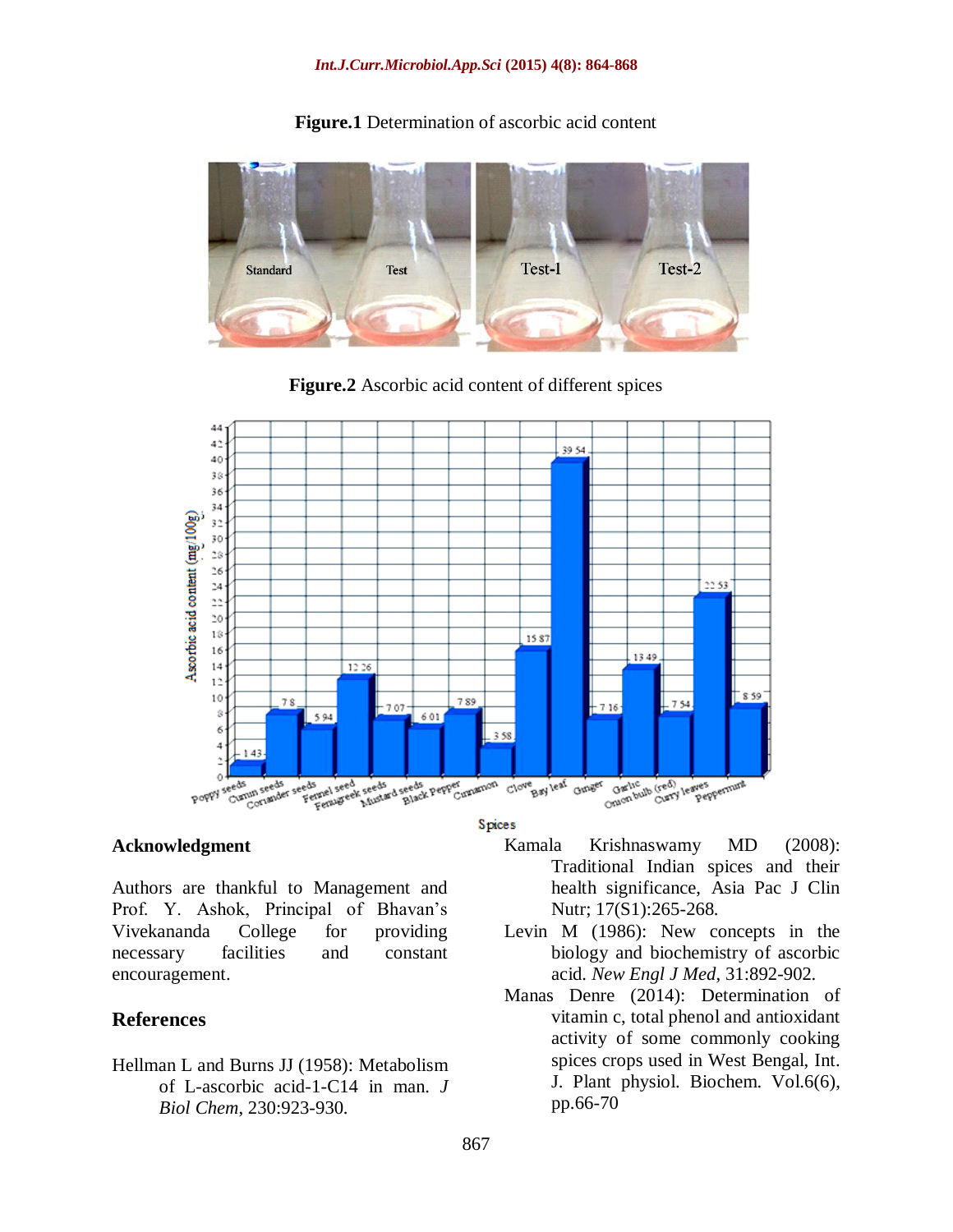**Figure.1** Determination of ascorbic acid content

**Figure.2** Ascorbic acid content of different spices

## Acknowledgment

Authors are thankful to Management and Prof. Y. Ashok, Principal of Bhavan's Vivekananda College for providing necessary facilities and constant encouragement.

## References

Hellman L and Burns JJ (1958): Metabolism of L-ascorbic acid-1-C14 in man. *J Biol Chem*, 230:923-930.

Kamala Krishnaswamy MD (2008): Traditional Indian spices and their health significance, Asia Pac J Clin Nutr; 17(S1):265-268.

Levin M (1986): New concepts in the biology and biochemistry of ascorbic acid. *New Engl J Med*, 31:892-902.

Manas Denre (2014): Determination of vitamin c, total phenol and antioxidant activity of some commonly cooking spices crops used in West Bengal, Int. J. Plant physiol. Biochem. Vol.6(6), pp.66-70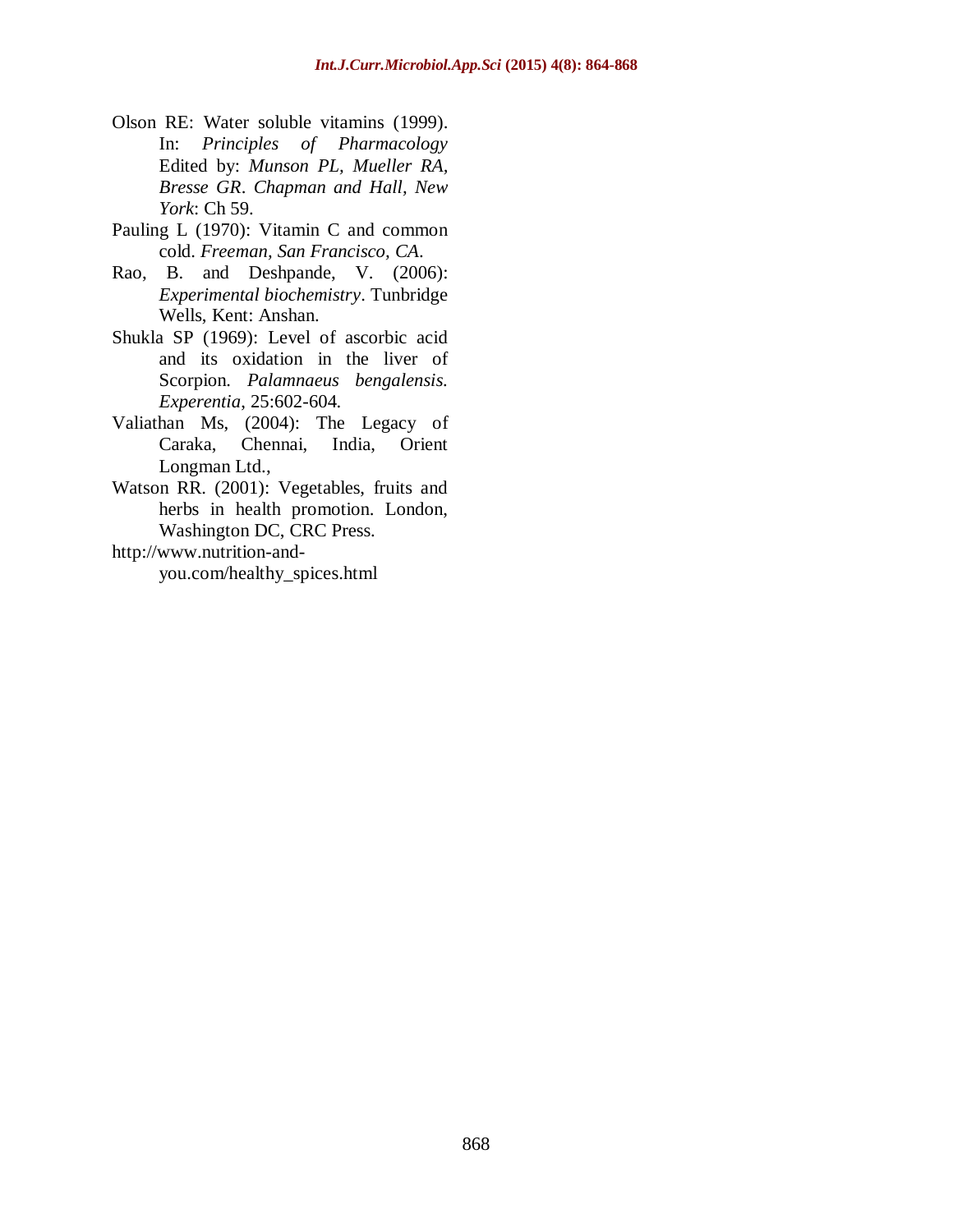Olson RE: Water soluble vitamins (1999). In: *Principles of Pharmacology* Edited by: *Munson PL, Mueller RA, Bresse GR*. *Chapman and Hall, New York*: Ch 59.

Pauling L (1970): Vitamin C and common cold. *Freeman, San Francisco, CA*.

Rao, B. and Deshpande, V. (2006): *Experimental biochemistry*. Tunbridge Wells, Kent: Anshan.

Shukla SP (1969): Level of ascorbic acid and its oxidation in the liver of Scorpion. *Palamnaeus bengalensis. Experentia*, 25:602-604.

Valiathan Ms, (2004): The Legacy of Caraka, Chennai, India, Orient Longman Ltd.,

Watson RR. (2001): Vegetables, fruits and herbs in health promotion. London, Washington DC, CRC Press.

http://www.nutrition-and-you.com/healthy_spices.html